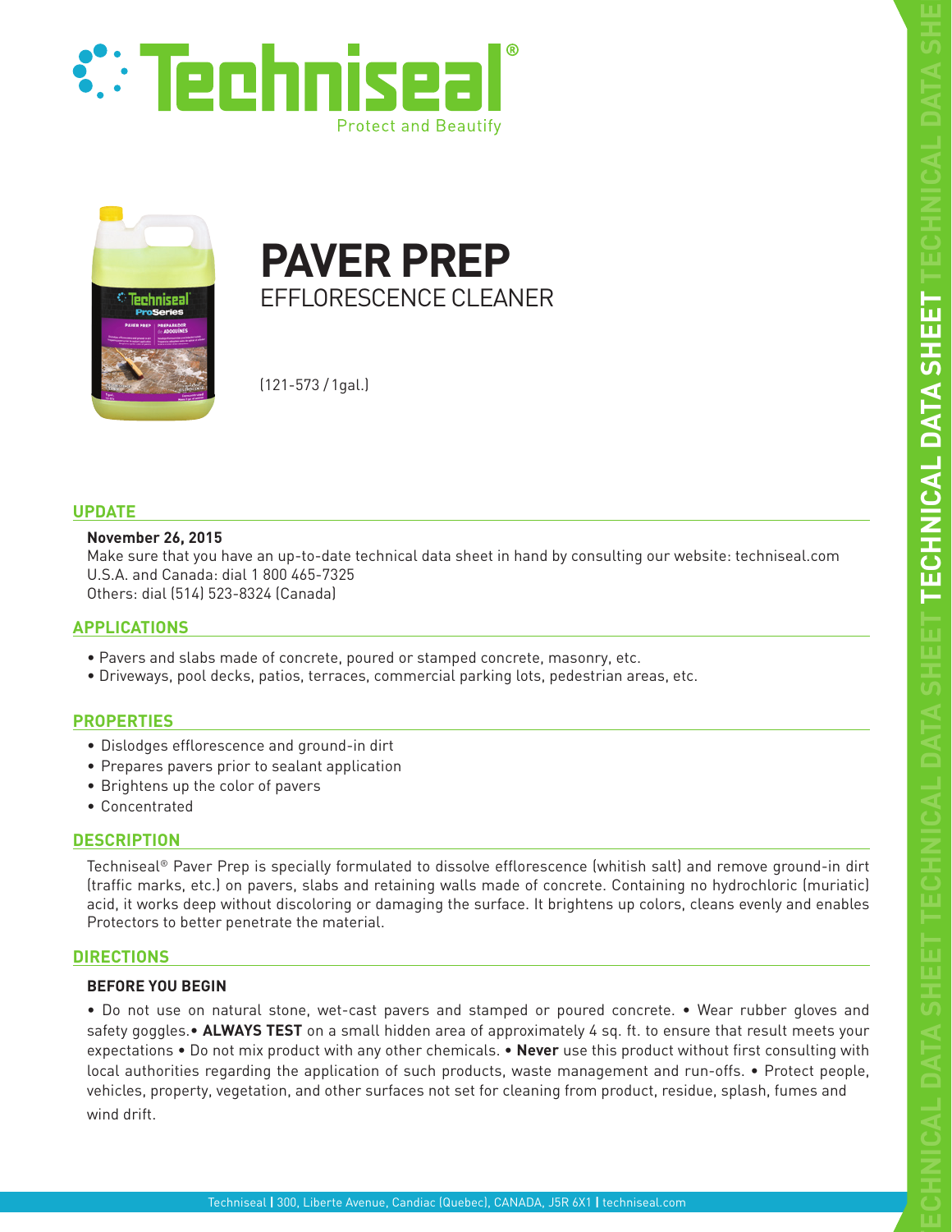# Techniseal®

Protect and Beautify

# PAVER PREP

## EFFLORESCENCE CLEANER

(121-573 / 1gal.)

## UPDATE

**November 26, 2015**

Make sure that you have an up-to-date technical data sheet in hand by consulting our website: techniseal.com
U.S.A. and Canada: dial 1 800 465-7325
Others: dial (514) 523-8324 (Canada)

## APPLICATIONS

- Pavers and slabs made of concrete, poured or stamped concrete, masonry, etc.
- Driveways, pool decks, patios, terraces, commercial parking lots, pedestrian areas, etc.

## PROPERTIES

- Dislodges efflorescence and ground-in dirt
- Prepares pavers prior to sealant application
- Brightens up the color of pavers
- Concentrated

## DESCRIPTION

Techniseal® Paver Prep is specially formulated to dissolve efflorescence (whitish salt) and remove ground-in dirt (traffic marks, etc.) on pavers, slabs and retaining walls made of concrete. Containing no hydrochloric (muriatic) acid, it works deep without discoloring or damaging the surface. It brightens up colors, cleans evenly and enables Protectors to better penetrate the material.

## DIRECTIONS

### BEFORE YOU BEGIN

• Do not use on natural stone, wet-cast pavers and stamped or poured concrete. • Wear rubber gloves and safety goggles.• **ALWAYS TEST** on a small hidden area of approximately 4 sq. ft. to ensure that result meets your expectations • Do not mix product with any other chemicals. • **Never** use this product without first consulting with local authorities regarding the application of such products, waste management and run-offs. • Protect people, vehicles, property, vegetation, and other surfaces not set for cleaning from product, residue, splash, fumes and wind drift.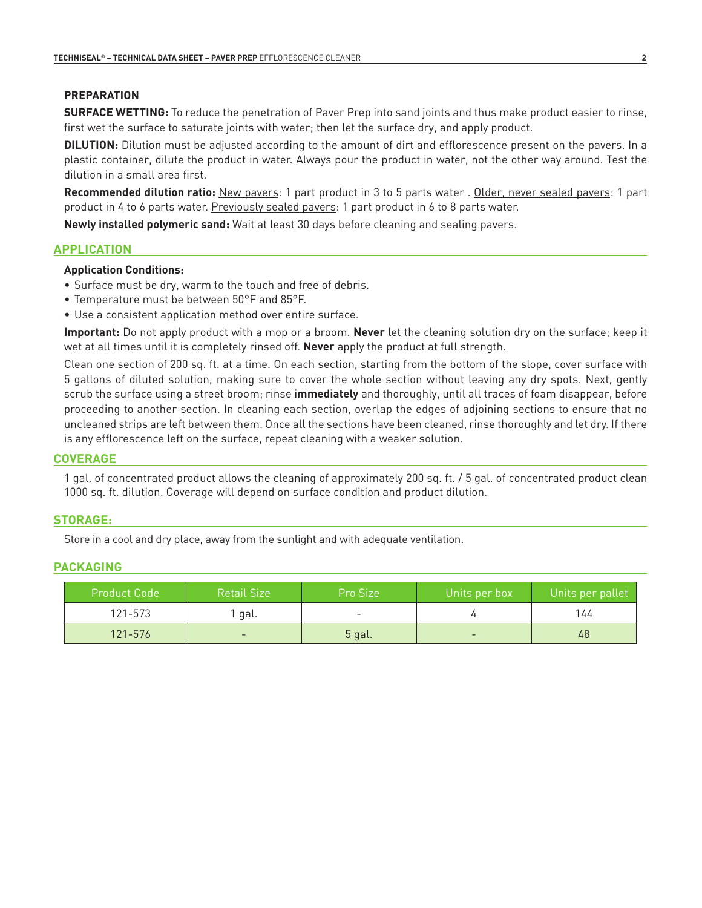### PREPARATION

**SURFACE WETTING:** To reduce the penetration of Paver Prep into sand joints and thus make product easier to rinse, first wet the surface to saturate joints with water; then let the surface dry, and apply product.

**DILUTION:** Dilution must be adjusted according to the amount of dirt and efflorescence present on the pavers. In a plastic container, dilute the product in water. Always pour the product in water, not the other way around. Test the dilution in a small area first.

**Recommended dilution ratio:** <u>New pavers</u>: 1 part product in 3 to 5 parts water . <u>Older, never sealed pavers</u>: 1 part product in 4 to 6 parts water. <u>Previously sealed pavers</u>: 1 part product in 6 to 8 parts water.

**Newly installed polymeric sand:** Wait at least 30 days before cleaning and sealing pavers.

## APPLICATION

**Application Conditions:**

- Surface must be dry, warm to the touch and free of debris.
- Temperature must be between 50°F and 85°F.
- Use a consistent application method over entire surface.

**Important:** Do not apply product with a mop or a broom. **Never** let the cleaning solution dry on the surface; keep it wet at all times until it is completely rinsed off. **Never** apply the product at full strength.

Clean one section of 200 sq. ft. at a time. On each section, starting from the bottom of the slope, cover surface with 5 gallons of diluted solution, making sure to cover the whole section without leaving any dry spots. Next, gently scrub the surface using a street broom; rinse **immediately** and thoroughly, until all traces of foam disappear, before proceeding to another section. In cleaning each section, overlap the edges of adjoining sections to ensure that no uncleaned strips are left between them. Once all the sections have been cleaned, rinse thoroughly and let dry. If there is any efflorescence left on the surface, repeat cleaning with a weaker solution.

## COVERAGE

1 gal. of concentrated product allows the cleaning of approximately 200 sq. ft. / 5 gal. of concentrated product clean 1000 sq. ft. dilution. Coverage will depend on surface condition and product dilution.

## STORAGE:

Store in a cool and dry place, away from the sunlight and with adequate ventilation.

## PACKAGING

| Product Code | Retail Size | Pro Size | Units per box | Units per pallet |
|---|---|---|---|---|
| 121-573 | 1 gal. | - | 4 | 144 |
| 121-576 | - | 5 gal. | - | 48 |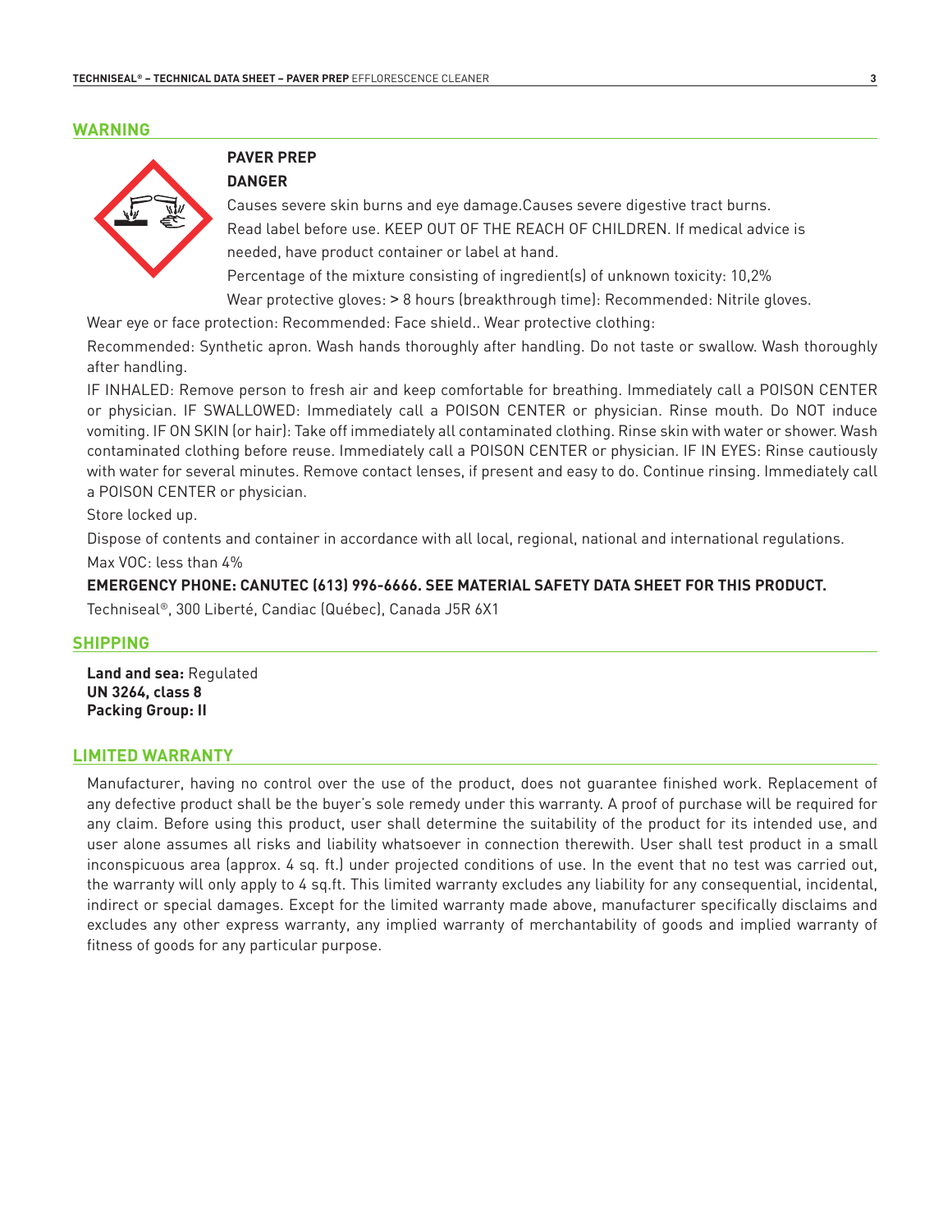## WARNING

**PAVER PREP**

**DANGER**

Causes severe skin burns and eye damage.Causes severe digestive tract burns.
Read label before use. KEEP OUT OF THE REACH OF CHILDREN. If medical advice is needed, have product container or label at hand.
Percentage of the mixture consisting of ingredient(s) of unknown toxicity: 10,2%
Wear protective gloves: > 8 hours (breakthrough time): Recommended: Nitrile gloves.
Wear eye or face protection: Recommended: Face shield.. Wear protective clothing:
Recommended: Synthetic apron. Wash hands thoroughly after handling. Do not taste or swallow. Wash thoroughly after handling.

IF INHALED: Remove person to fresh air and keep comfortable for breathing. Immediately call a POISON CENTER or physician. IF SWALLOWED: Immediately call a POISON CENTER or physician. Rinse mouth. Do NOT induce vomiting. IF ON SKIN (or hair): Take off immediately all contaminated clothing. Rinse skin with water or shower. Wash contaminated clothing before reuse. Immediately call a POISON CENTER or physician. IF IN EYES: Rinse cautiously with water for several minutes. Remove contact lenses, if present and easy to do. Continue rinsing. Immediately call a POISON CENTER or physician.

Store locked up.

Dispose of contents and container in accordance with all local, regional, national and international regulations.

Max VOC: less than 4%

**EMERGENCY PHONE: CANUTEC (613) 996-6666. SEE MATERIAL SAFETY DATA SHEET FOR THIS PRODUCT.**

Techniseal®, 300 Liberté, Candiac (Québec), Canada J5R 6X1

## SHIPPING

**Land and sea:** Regulated
**UN 3264, class 8**
**Packing Group: II**

## LIMITED WARRANTY

Manufacturer, having no control over the use of the product, does not guarantee finished work. Replacement of any defective product shall be the buyer's sole remedy under this warranty. A proof of purchase will be required for any claim. Before using this product, user shall determine the suitability of the product for its intended use, and user alone assumes all risks and liability whatsoever in connection therewith. User shall test product in a small inconspicuous area (approx. 4 sq. ft.) under projected conditions of use. In the event that no test was carried out, the warranty will only apply to 4 sq.ft. This limited warranty excludes any liability for any consequential, incidental, indirect or special damages. Except for the limited warranty made above, manufacturer specifically disclaims and excludes any other express warranty, any implied warranty of merchantability of goods and implied warranty of fitness of goods for any particular purpose.